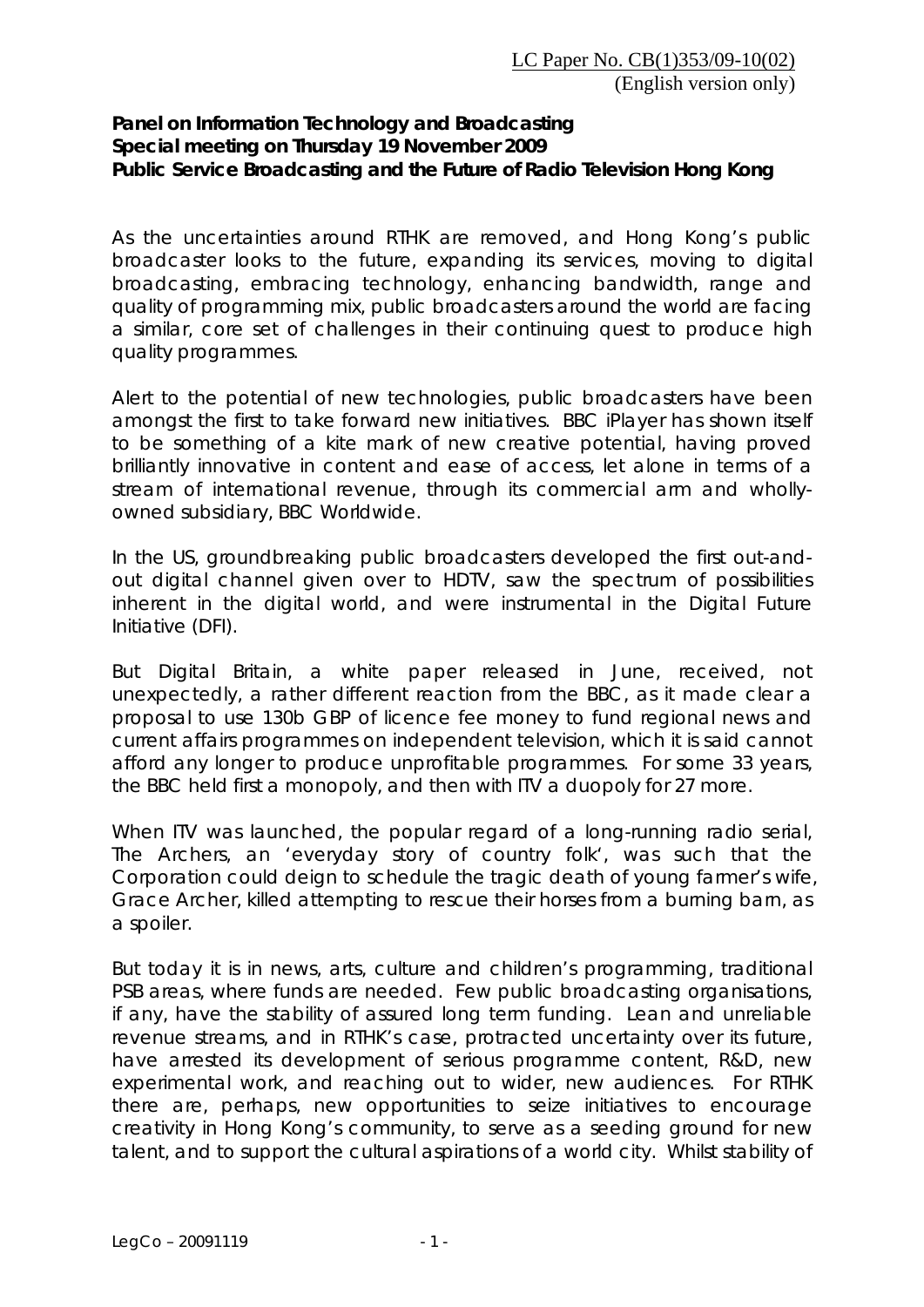LC Paper No. CB(1)353/09-10(02)
(English version only)

**Panel on Information Technology and Broadcasting**
**Special meeting on Thursday 19 November 2009**
**Public Service Broadcasting and the Future of Radio Television Hong Kong**

As the uncertainties around RTHK are removed, and Hong Kong's public broadcaster looks to the future, expanding its services, moving to digital broadcasting, embracing technology, enhancing bandwidth, range and quality of programming mix, public broadcasters around the world are facing a similar, core set of challenges in their continuing quest to produce high quality programmes.

Alert to the potential of new technologies, public broadcasters have been amongst the first to take forward new initiatives. BBC iPlayer has shown itself to be something of a kite mark of new creative potential, having proved brilliantly innovative in content and ease of access, let alone in terms of a stream of international revenue, through its commercial arm and wholly-owned subsidiary, BBC Worldwide.

In the US, groundbreaking public broadcasters developed the first out-and-out digital channel given over to HDTV, saw the spectrum of possibilities inherent in the digital world, and were instrumental in the Digital Future Initiative (DFI).

But Digital Britain, a white paper released in June, received, not unexpectedly, a rather different reaction from the BBC, as it made clear a proposal to use 130b GBP of licence fee money to fund regional news and current affairs programmes on independent television, which it is said cannot afford any longer to produce unprofitable programmes. For some 33 years, the BBC held first a monopoly, and then with ITV a duopoly for 27 more.

When ITV was launched, the popular regard of a long-running radio serial, The Archers, an 'everyday story of country folk', was such that the Corporation could deign to schedule the tragic death of young farmer's wife, Grace Archer, killed attempting to rescue their horses from a burning barn, as a spoiler.

But today it is in news, arts, culture and children's programming, traditional PSB areas, where funds are needed. Few public broadcasting organisations, if any, have the stability of assured long term funding. Lean and unreliable revenue streams, and in RTHK's case, protracted uncertainty over its future, have arrested its development of serious programme content, R&D, new experimental work, and reaching out to wider, new audiences. For RTHK there are, perhaps, new opportunities to seize initiatives to encourage creativity in Hong Kong's community, to serve as a seeding ground for new talent, and to support the cultural aspirations of a world city. Whilst stability of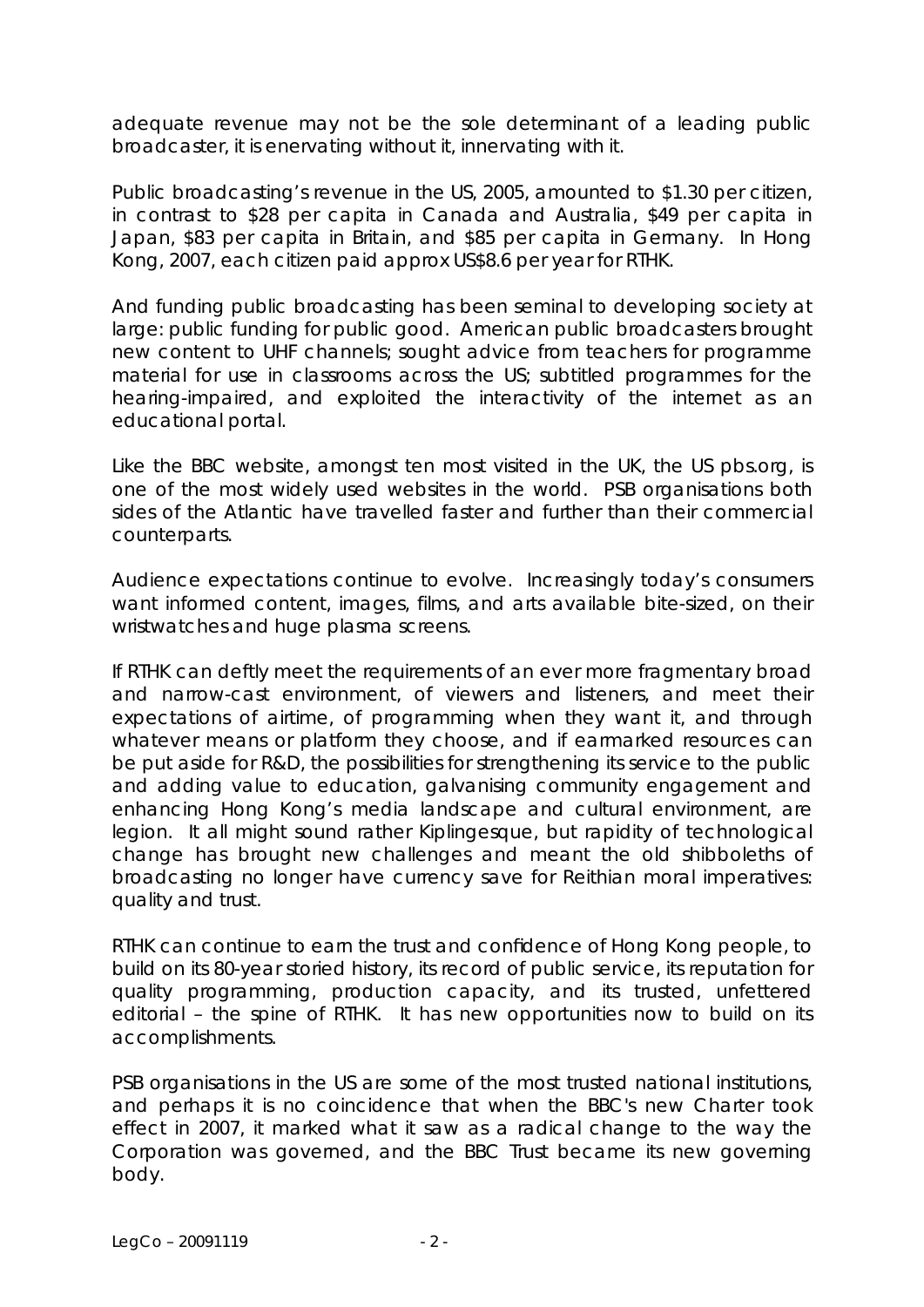adequate revenue may not be the sole determinant of a leading public broadcaster, it is enervating without it, innervating with it.

Public broadcasting's revenue in the US, 2005, amounted to $1.30 per citizen, in contrast to $28 per capita in Canada and Australia, $49 per capita in Japan, $83 per capita in Britain, and $85 per capita in Germany. In Hong Kong, 2007, each citizen paid approx US$8.6 per year for RTHK.

And funding public broadcasting has been seminal to developing society at large: public funding for public good. American public broadcasters brought new content to UHF channels; sought advice from teachers for programme material for use in classrooms across the US; subtitled programmes for the hearing-impaired, and exploited the interactivity of the internet as an educational portal.

Like the BBC website, amongst ten most visited in the UK, the US pbs.org, is one of the most widely used websites in the world. PSB organisations both sides of the Atlantic have travelled faster and further than their commercial counterparts.

Audience expectations continue to evolve. Increasingly today's consumers want informed content, images, films, and arts available bite-sized, on their wristwatches and huge plasma screens.

If RTHK can deftly meet the requirements of an ever more fragmentary broad and narrow-cast environment, of viewers and listeners, and meet their expectations of airtime, of programming when they want it, and through whatever means or platform they choose, and if earmarked resources can be put aside for R&D, the possibilities for strengthening its service to the public and adding value to education, galvanising community engagement and enhancing Hong Kong's media landscape and cultural environment, are legion. It all might sound rather Kiplingesque, but rapidity of technological change has brought new challenges and meant the old shibboleths of broadcasting no longer have currency save for Reithian moral imperatives: quality and trust.

RTHK can continue to earn the trust and confidence of Hong Kong people, to build on its 80-year storied history, its record of public service, its reputation for quality programming, production capacity, and its trusted, unfettered editorial – the spine of RTHK. It has new opportunities now to build on its accomplishments.

PSB organisations in the US are some of the most trusted national institutions, and perhaps it is no coincidence that when the BBC's new Charter took effect in 2007, it marked what it saw as a radical change to the way the Corporation was governed, and the BBC Trust became its new governing body.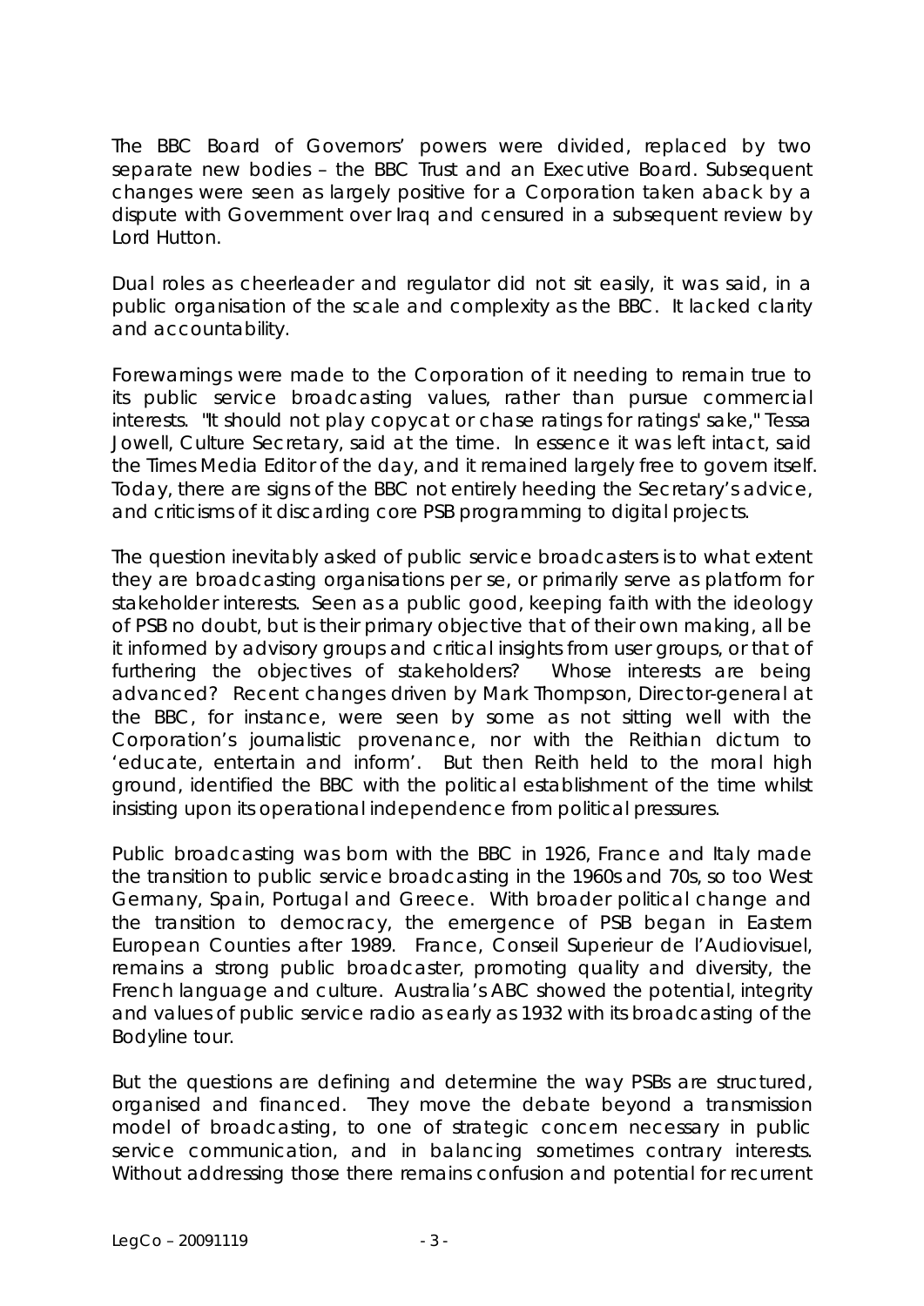The BBC Board of Governors' powers were divided, replaced by two separate new bodies – the BBC Trust and an Executive Board. Subsequent changes were seen as largely positive for a Corporation taken aback by a dispute with Government over Iraq and censured in a subsequent review by Lord Hutton.

Dual roles as cheerleader and regulator did not sit easily, it was said, in a public organisation of the scale and complexity as the BBC. It lacked clarity and accountability.

Forewarnings were made to the Corporation of it needing to remain true to its public service broadcasting values, rather than pursue commercial interests. "It should not play copycat or chase ratings for ratings' sake," Tessa Jowell, Culture Secretary, said at the time. In essence it was left intact, said the Times Media Editor of the day, and it remained largely free to govern itself. Today, there are signs of the BBC not entirely heeding the Secretary's advice, and criticisms of it discarding core PSB programming to digital projects.

The question inevitably asked of public service broadcasters is to what extent they are broadcasting organisations per se, or primarily serve as platform for stakeholder interests. Seen as a public good, keeping faith with the ideology of PSB no doubt, but is their primary objective that of their own making, all be it informed by advisory groups and critical insights from user groups, or that of furthering the objectives of stakeholders? Whose interests are being advanced? Recent changes driven by Mark Thompson, Director-general at the BBC, for instance, were seen by some as not sitting well with the Corporation's journalistic provenance, nor with the Reithian dictum to 'educate, entertain and inform'. But then Reith held to the moral high ground, identified the BBC with the political establishment of the time whilst insisting upon its operational independence from political pressures.

Public broadcasting was born with the BBC in 1926, France and Italy made the transition to public service broadcasting in the 1960s and 70s, so too West Germany, Spain, Portugal and Greece. With broader political change and the transition to democracy, the emergence of PSB began in Eastern European Counties after 1989. France, Conseil Superieur de l'Audiovisuel, remains a strong public broadcaster, promoting quality and diversity, the French language and culture. Australia's ABC showed the potential, integrity and values of public service radio as early as 1932 with its broadcasting of the Bodyline tour.

But the questions are defining and determine the way PSBs are structured, organised and financed. They move the debate beyond a transmission model of broadcasting, to one of strategic concern necessary in public service communication, and in balancing sometimes contrary interests. Without addressing those there remains confusion and potential for recurrent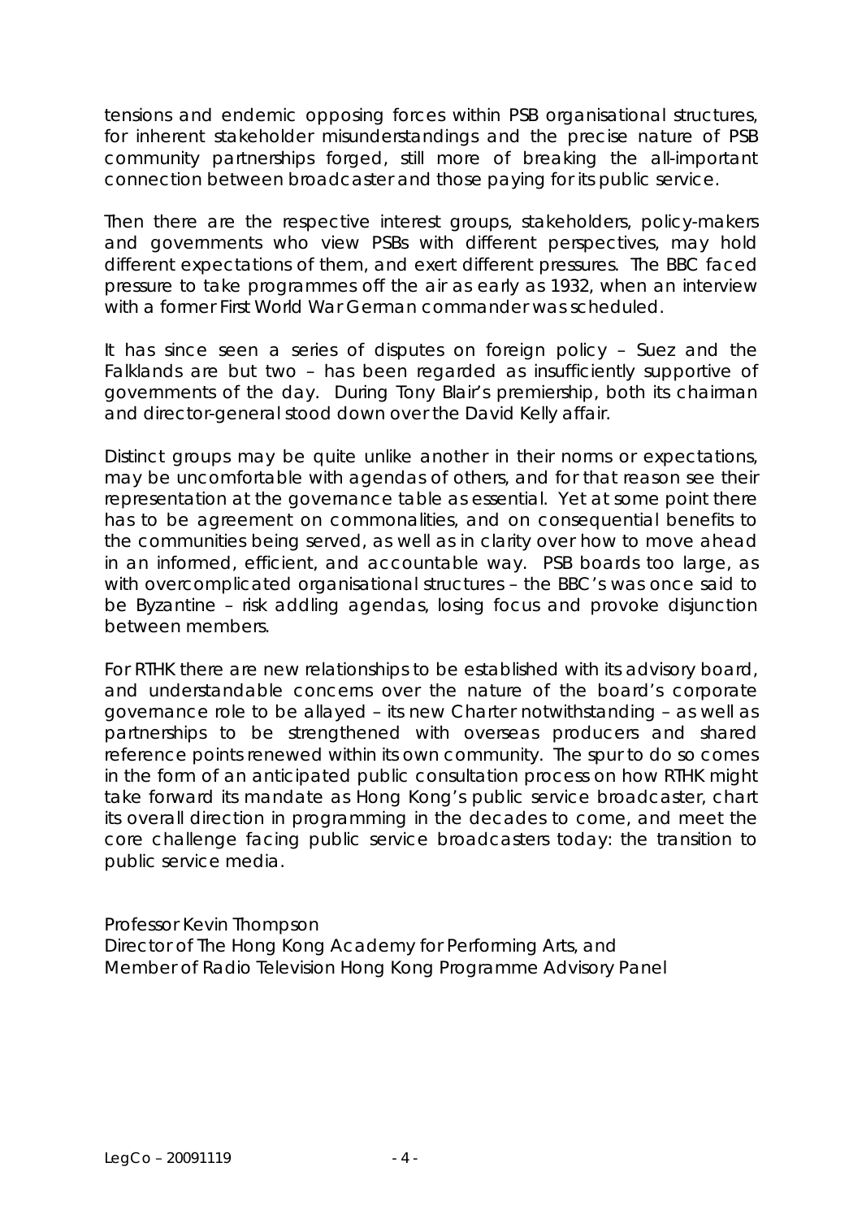tensions and endemic opposing forces within PSB organisational structures, for inherent stakeholder misunderstandings and the precise nature of PSB community partnerships forged, still more of breaking the all-important connection between broadcaster and those paying for its public service.

Then there are the respective interest groups, stakeholders, policy-makers and governments who view PSBs with different perspectives, may hold different expectations of them, and exert different pressures. The BBC faced pressure to take programmes off the air as early as 1932, when an interview with a former First World War German commander was scheduled.

It has since seen a series of disputes on foreign policy – Suez and the Falklands are but two – has been regarded as insufficiently supportive of governments of the day. During Tony Blair's premiership, both its chairman and director-general stood down over the David Kelly affair.

Distinct groups may be quite unlike another in their norms or expectations, may be uncomfortable with agendas of others, and for that reason see their representation at the governance table as essential. Yet at some point there has to be agreement on commonalities, and on consequential benefits to the communities being served, as well as in clarity over how to move ahead in an informed, efficient, and accountable way. PSB boards too large, as with overcomplicated organisational structures – the BBC's was once said to be Byzantine – risk addling agendas, losing focus and provoke disjunction between members.

For RTHK there are new relationships to be established with its advisory board, and understandable concerns over the nature of the board's corporate governance role to be allayed – its new Charter notwithstanding – as well as partnerships to be strengthened with overseas producers and shared reference points renewed within its own community. The spur to do so comes in the form of an anticipated public consultation process on how RTHK might take forward its mandate as Hong Kong's public service broadcaster, chart its overall direction in programming in the decades to come, and meet the core challenge facing public service broadcasters today: the transition to public service media.

Professor Kevin Thompson
Director of The Hong Kong Academy for Performing Arts, and
Member of Radio Television Hong Kong Programme Advisory Panel